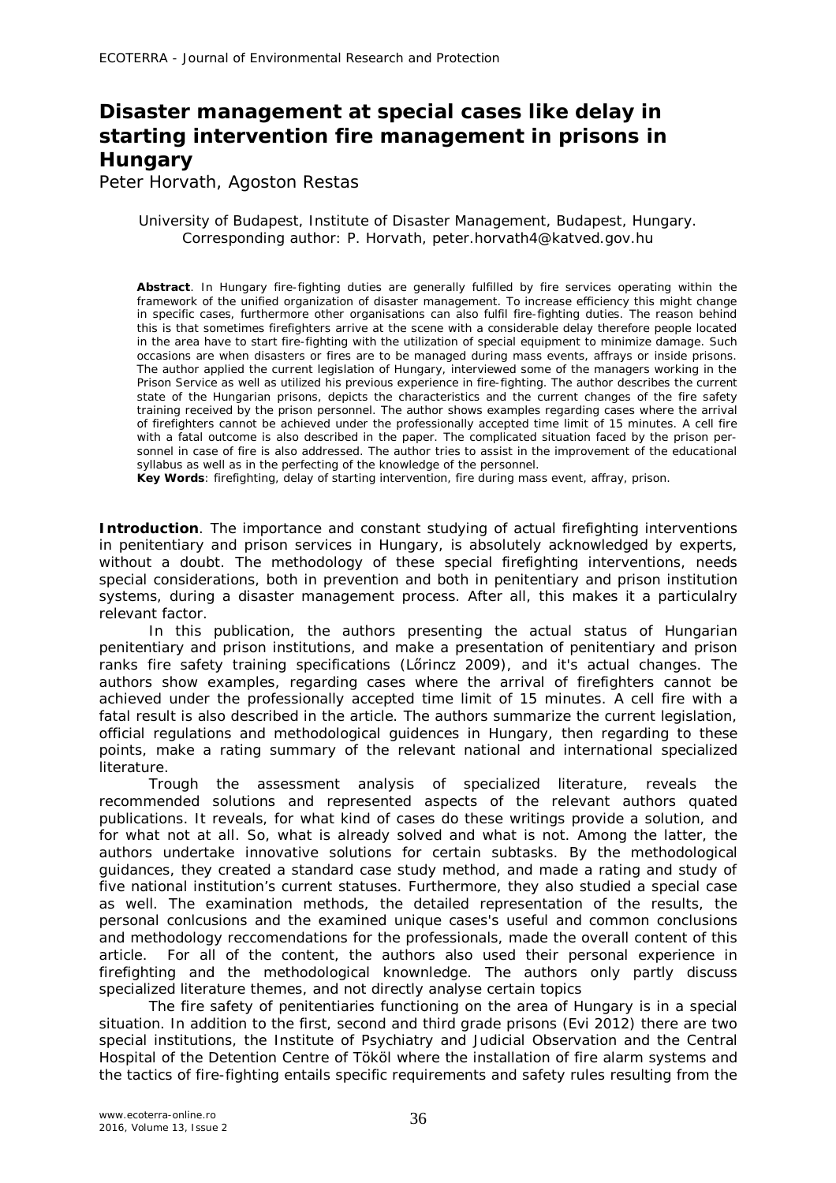# Disaster management at special cases like delay in starting intervention fire management in prisons in Hungary

Peter Horvath, Agoston Restas

University of Budapest, Institute of Disaster Management, Budapest, Hungary. Corresponding author: P. Horvath, peter.horvath4@katved.gov.hu

**Abstract**. In Hungary fire-fighting duties are generally fulfilled by fire services operating within the framework of the unified organization of disaster management. To increase efficiency this might change in specific cases, furthermore other organisations can also fulfil fire-fighting duties. The reason behind this is that sometimes firefighters arrive at the scene with a considerable delay therefore people located in the area have to start fire-fighting with the utilization of special equipment to minimize damage. Such occasions are when disasters or fires are to be managed during mass events, affrays or inside prisons. The author applied the current legislation of Hungary, interviewed some of the managers working in the Prison Service as well as utilized his previous experience in fire-fighting. The author describes the current state of the Hungarian prisons, depicts the characteristics and the current changes of the fire safety training received by the prison personnel. The author shows examples regarding cases where the arrival of firefighters cannot be achieved under the professionally accepted time limit of 15 minutes. A cell fire with a fatal outcome is also described in the paper. The complicated situation faced by the prison personnel in case of fire is also addressed. The author tries to assist in the improvement of the educational syllabus as well as in the perfecting of the knowledge of the personnel.

**Key Words**: firefighting, delay of starting intervention, fire during mass event, affray, prison.

**Introduction**. The importance and constant studying of actual firefighting interventions in penitentiary and prison services in Hungary, is absolutely acknowledged by experts, without a doubt. The methodology of these special firefighting interventions, needs special considerations, both in prevention and both in penitentiary and prison institution systems, during a disaster management process. After all, this makes it a particulalry relevant factor.

In this publication, the authors presenting the actual status of Hungarian penitentiary and prison institutions, and make a presentation of penitentiary and prison ranks fire safety training specifications (Lőrincz 2009), and it's actual changes. The authors show examples, regarding cases where the arrival of firefighters cannot be achieved under the professionally accepted time limit of 15 minutes. A cell fire with a fatal result is also described in the article. The authors summarize the current legislation, official regulations and methodological guidences in Hungary, then regarding to these points, make a rating summary of the relevant national and international specialized literature.

Trough the assessment analysis of specialized literature, reveals the recommended solutions and represented aspects of the relevant authors quated publications. It reveals, for what kind of cases do these writings provide a solution, and for what not at all. So, what is already solved and what is not. Among the latter, the authors undertake innovative solutions for certain subtasks. By the methodological guidances, they created a standard case study method, and made a rating and study of five national institution's current statuses. Furthermore, they also studied a special case as well. The examination methods, the detailed representation of the results, the personal conlcusions and the examined unique cases's useful and common conclusions and methodology reccomendations for the professionals, made the overall content of this article. For all of the content, the authors also used their personal experience in firefighting and the methodological knownledge. The authors only partly discuss specialized literature themes, and not directly analyse certain topics

The fire safety of penitentiaries functioning on the area of Hungary is in a special situation. In addition to the first, second and third grade prisons (Evi 2012) there are two special institutions, the Institute of Psychiatry and Judicial Observation and the Central Hospital of the Detention Centre of Tököl where the installation of fire alarm systems and the tactics of fire-fighting entails specific requirements and safety rules resulting from the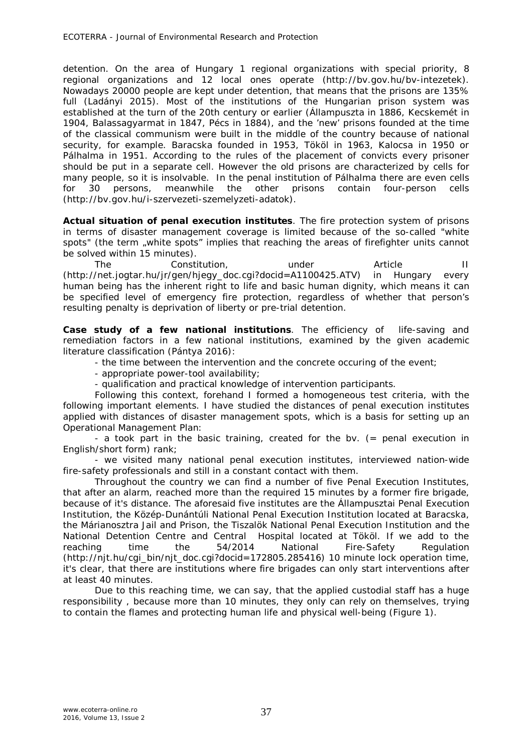detention. On the area of Hungary 1 regional organizations with special priority, 8 regional organizations and 12 local ones operate (http://bv.gov.hu/bv-intezetek). Nowadays 20000 people are kept under detention, that means that the prisons are 135% full (Ladányi 2015). Most of the institutions of the Hungarian prison system was established at the turn of the 20th century or earlier (Állampuszta in 1886, Kecskemét in 1904, Balassagyarmat in 1847, Pécs in 1884), and the 'new' prisons founded at the time of the classical communism were built in the middle of the country because of national security, for example. Baracska founded in 1953, Tököl in 1963, Kalocsa in 1950 or Pálhalma in 1951. According to the rules of the placement of convicts every prisoner should be put in a separate cell. However the old prisons are characterized by cells for many people, so it is insolvable. In the penal institution of Pálhalma there are even cells for 30 persons, meanwhile the other prisons contain four-person cells (http://bv.gov.hu/i-szervezeti-szemelyzeti-adatok).

**Actual situation of penal execution institutes**. The fire protection system of prisons in terms of disaster management coverage is limited because of the so-called "white spots" (the term „white spots" implies that reaching the areas of firefighter units cannot be solved within 15 minutes).

The Constitution, under Article II (http://net.jogtar.hu/jr/gen/hjegy_doc.cgi?docid=A1100425.ATV) in Hungary every human being has the inherent right to life and basic human dignity, which means it can be specified level of emergency fire protection, regardless of whether that person's resulting penalty is deprivation of liberty or pre-trial detention.

**Case study of a few national institutions**. The efficiency of life-saving and remediation factors in a few national institutions, examined by the given academic literature classification (Pántya 2016):

- the time between the intervention and the concrete occuring of the event;
- appropriate power-tool availability;
- qualification and practical knowledge of intervention participants.

Following this context, forehand I formed a homogeneous test criteria, with the following important elements. I have studied the distances of penal execution institutes applied with distances of disaster management spots, which is a basis for setting up an Operational Management Plan:

- a took part in the basic training, created for the bv. (= penal execution in English/short form) rank;
- we visited many national penal execution institutes, interviewed nation-wide fire-safety professionals and still in a constant contact with them.

Throughout the country we can find a number of five Penal Execution Institutes, that after an alarm, reached more than the required 15 minutes by a former fire brigade, because of it's distance. The aforesaid five institutes are the Állampusztai Penal Execution Institution, the Közép-Dunántúli National Penal Execution Institution located at Baracska, the Márianosztra Jail and Prison, the Tiszalök National Penal Execution Institution and the National Detention Centre and Central Hospital located at Tököl. If we add to the reaching time the 54/2014 National Fire-Safety Regulation (http://njt.hu/cgi_bin/njt_doc.cgi?docid=172805.285416) 10 minute lock operation time, it's clear, that there are institutions where fire brigades can only start interventions after at least 40 minutes.

Due to this reaching time, we can say, that the applied custodial staff has a huge responsibility , because more than 10 minutes, they only can rely on themselves, trying to contain the flames and protecting human life and physical well-being (Figure 1).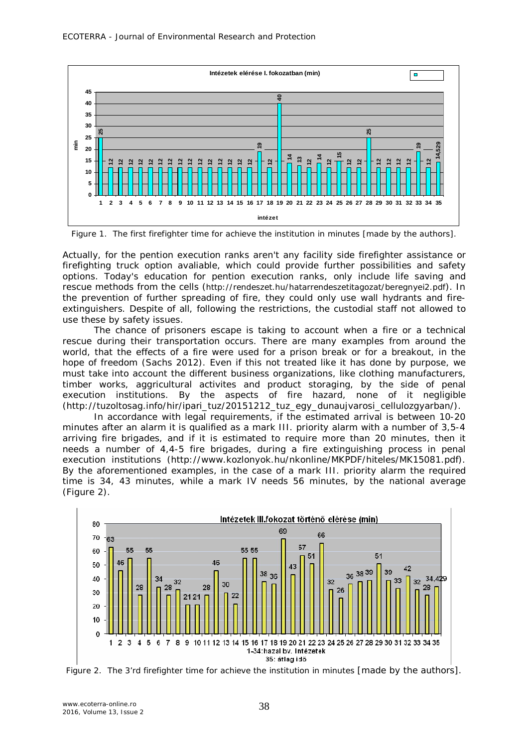Figure 1. The first firefighter time for achieve the institution in minutes [made by the authors].

Actually, for the pention execution ranks aren't any facility side firefighter assistance or firefighting truck option avaliable, which could provide further possibilities and safety options. Today's education for pention execution ranks, only include life saving and rescue methods from the cells (http://rendeszet.hu/hatarrendeszetitagozat/beregnyei2.pdf). In the prevention of further spreading of fire, they could only use wall hydrants and fire-extinguishers. Despite of all, following the restrictions, the custodial staff not allowed to use these by safety issues.

The chance of prisoners escape is taking to account when a fire or a technical rescue during their transportation occurs. There are many examples from around the world, that the effects of a fire were used for a prison break or for a breakout, in the hope of freedom (Sachs 2012). Even if this not treated like it has done by purpose, we must take into account the different business organizations, like clothing manufacturers, timber works, aggricultural activites and product storaging, by the side of penal execution institutions. By the aspects of fire hazard, none of it negligible (http://tuzoltosag.info/hir/ipari_tuz/20151212_tuz_egy_dunaujvarosi_cellulozgyarban/).

In accordance with legal requirements, if the estimated arrival is between 10-20 minutes after an alarm it is qualified as a mark III. priority alarm with a number of 3,5-4 arriving fire brigades, and if it is estimated to require more than 20 minutes, then it needs a number of 4,4-5 fire brigades, during a fire extinguishing process in penal execution institutions (http://www.kozlonyok.hu/nkonline/MKPDF/hiteles/MK15081.pdf). By the aforementioned examples, in the case of a mark III. priority alarm the required time is 34, 43 minutes, while a mark IV needs 56 minutes, by the national average (Figure 2).

Figure 2. The 3'rd firefighter time for achieve the institution in minutes [made by the authors].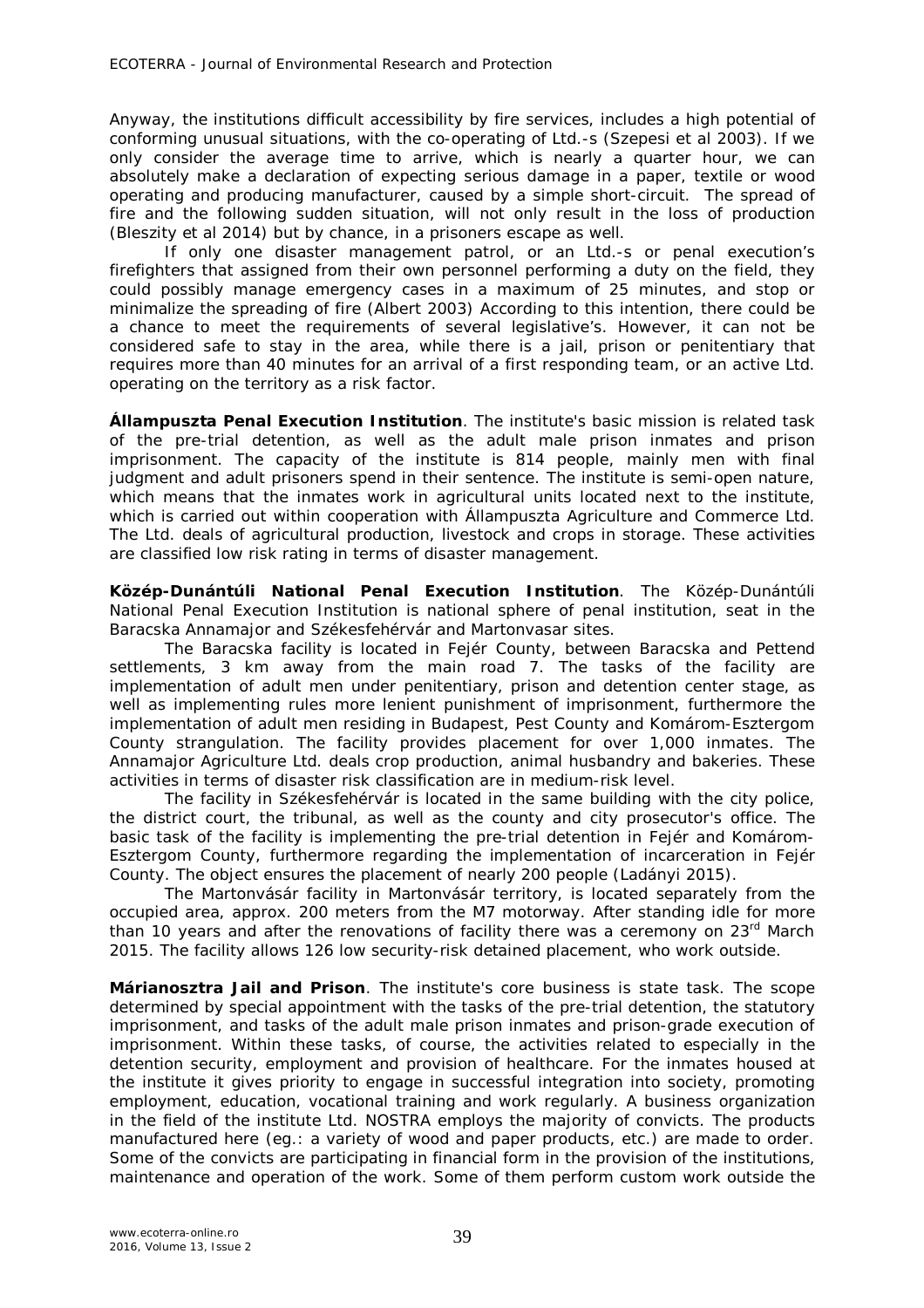Anyway, the institutions difficult accessibility by fire services, includes a high potential of conforming unusual situations, with the co-operating of Ltd.-s (Szepesi et al 2003). If we only consider the average time to arrive, which is nearly a quarter hour, we can absolutely make a declaration of expecting serious damage in a paper, textile or wood operating and producing manufacturer, caused by a simple short-circuit. The spread of fire and the following sudden situation, will not only result in the loss of production (Bleszity et al 2014) but by chance, in a prisoners escape as well.

If only one disaster management patrol, or an Ltd.-s or penal execution's firefighters that assigned from their own personnel performing a duty on the field, they could possibly manage emergency cases in a maximum of 25 minutes, and stop or minimalize the spreading of fire (Albert 2003) According to this intention, there could be a chance to meet the requirements of several legislative's. However, it can not be considered safe to stay in the area, while there is a jail, prison or penitentiary that requires more than 40 minutes for an arrival of a first responding team, or an active Ltd. operating on the territory as a risk factor.

**Állampuszta Penal Execution Institution**. The institute's basic mission is related task of the pre-trial detention, as well as the adult male prison inmates and prison imprisonment. The capacity of the institute is 814 people, mainly men with final judgment and adult prisoners spend in their sentence. The institute is semi-open nature, which means that the inmates work in agricultural units located next to the institute, which is carried out within cooperation with Állampuszta Agriculture and Commerce Ltd. The Ltd. deals of agricultural production, livestock and crops in storage. These activities are classified low risk rating in terms of disaster management.

**Közép-Dunántúli National Penal Execution Institution**. The Közép-Dunántúli National Penal Execution Institution is national sphere of penal institution, seat in the Baracska Annamajor and Székesfehérvár and Martonvasar sites.

The Baracska facility is located in Fejér County, between Baracska and Pettend settlements, 3 km away from the main road 7. The tasks of the facility are implementation of adult men under penitentiary, prison and detention center stage, as well as implementing rules more lenient punishment of imprisonment, furthermore the implementation of adult men residing in Budapest, Pest County and Komárom-Esztergom County strangulation. The facility provides placement for over 1,000 inmates. The Annamajor Agriculture Ltd. deals crop production, animal husbandry and bakeries. These activities in terms of disaster risk classification are in medium-risk level.

The facility in Székesfehérvár is located in the same building with the city police, the district court, the tribunal, as well as the county and city prosecutor's office. The basic task of the facility is implementing the pre-trial detention in Fejér and Komárom-Esztergom County, furthermore regarding the implementation of incarceration in Fejér County. The object ensures the placement of nearly 200 people (Ladányi 2015).

The Martonvásár facility in Martonvásár territory, is located separately from the occupied area, approx. 200 meters from the M7 motorway. After standing idle for more than 10 years and after the renovations of facility there was a ceremony on 23rd March 2015. The facility allows 126 low security-risk detained placement, who work outside.

**Márianosztra Jail and Prison**. The institute's core business is state task. The scope determined by special appointment with the tasks of the pre-trial detention, the statutory imprisonment, and tasks of the adult male prison inmates and prison-grade execution of imprisonment. Within these tasks, of course, the activities related to especially in the detention security, employment and provision of healthcare. For the inmates housed at the institute it gives priority to engage in successful integration into society, promoting employment, education, vocational training and work regularly. A business organization in the field of the institute Ltd. NOSTRA employs the majority of convicts. The products manufactured here (eg.: a variety of wood and paper products, etc.) are made to order. Some of the convicts are participating in financial form in the provision of the institutions, maintenance and operation of the work. Some of them perform custom work outside the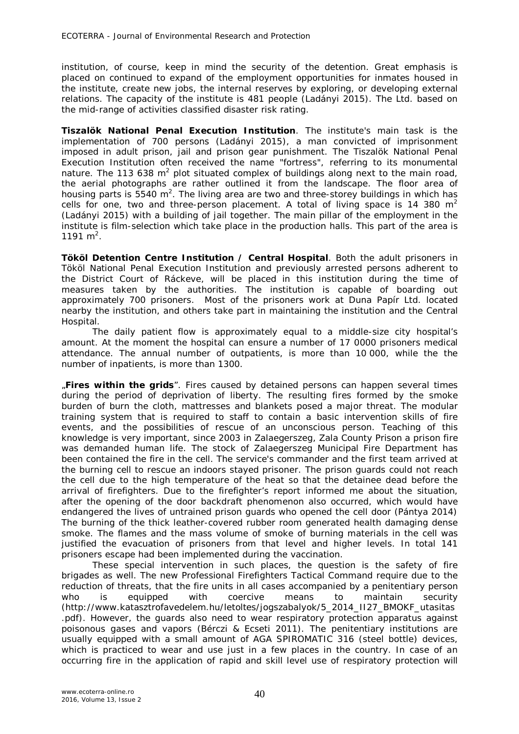institution, of course, keep in mind the security of the detention. Great emphasis is placed on continued to expand of the employment opportunities for inmates housed in the institute, create new jobs, the internal reserves by exploring, or developing external relations. The capacity of the institute is 481 people (Ladányi 2015). The Ltd. based on the mid-range of activities classified disaster risk rating.

**Tiszalök National Penal Execution Institution**. The institute's main task is the implementation of 700 persons (Ladányi 2015), a man convicted of imprisonment imposed in adult prison, jail and prison gear punishment. The Tiszalök National Penal Execution Institution often received the name "fortress", referring to its monumental nature. The 113 638 $m^2$ plot situated complex of buildings along next to the main road, the aerial photographs are rather outlined it from the landscape. The floor area of housing parts is 5540 $m^2$. The living area are two and three-storey buildings in which has cells for one, two and three-person placement. A total of living space is 14 380 $m^2$ (Ladányi 2015) with a building of jail together. The main pillar of the employment in the institute is film-selection which take place in the production halls. This part of the area is 1191 $m^2$.

**Tököl Detention Centre Institution / Central Hospital**. Both the adult prisoners in Tököl National Penal Execution Institution and previously arrested persons adherent to the District Court of Ráckeve, will be placed in this institution during the time of measures taken by the authorities. The institution is capable of boarding out approximately 700 prisoners. Most of the prisoners work at Duna Papír Ltd. located nearby the institution, and others take part in maintaining the institution and the Central Hospital.

The daily patient flow is approximately equal to a middle-size city hospital's amount. At the moment the hospital can ensure a number of 17 0000 prisoners medical attendance. The annual number of outpatients, is more than 10 000, while the the number of inpatients, is more than 1300.

„**Fires within the grids**". Fires caused by detained persons can happen several times during the period of deprivation of liberty. The resulting fires formed by the smoke burden of burn the cloth, mattresses and blankets posed a major threat. The modular training system that is required to staff to contain a basic intervention skills of fire events, and the possibilities of rescue of an unconscious person. Teaching of this knowledge is very important, since 2003 in Zalaegerszeg, Zala County Prison a prison fire was demanded human life. The stock of Zalaegerszeg Municipal Fire Department has been contained the fire in the cell. The service's commander and the first team arrived at the burning cell to rescue an indoors stayed prisoner. The prison guards could not reach the cell due to the high temperature of the heat so that the detainee dead before the arrival of firefighters. Due to the firefighter's report informed me about the situation, after the opening of the door backdraft phenomenon also occurred, which would have endangered the lives of untrained prison guards who opened the cell door (Pántya 2014) The burning of the thick leather-covered rubber room generated health damaging dense smoke. The flames and the mass volume of smoke of burning materials in the cell was justified the evacuation of prisoners from that level and higher levels. In total 141 prisoners escape had been implemented during the vaccination.

These special intervention in such places, the question is the safety of fire brigades as well. The new Professional Firefighters Tactical Command require due to the reduction of threats, that the fire units in all cases accompanied by a penitentiary person who is equipped with coercive means to maintain security (http://www.katasztrofavedelem.hu/letoltes/jogszabalyok/5_2014_II27_BMOKF_utasitas.pdf). However, the guards also need to wear respiratory protection apparatus against poisonous gases and vapors (Bérczi & Ecseti 2011). The penitentiary institutions are usually equipped with a small amount of AGA SPIROMATIC 316 (steel bottle) devices, which is practiced to wear and use just in a few places in the country. In case of an occurring fire in the application of rapid and skill level use of respiratory protection will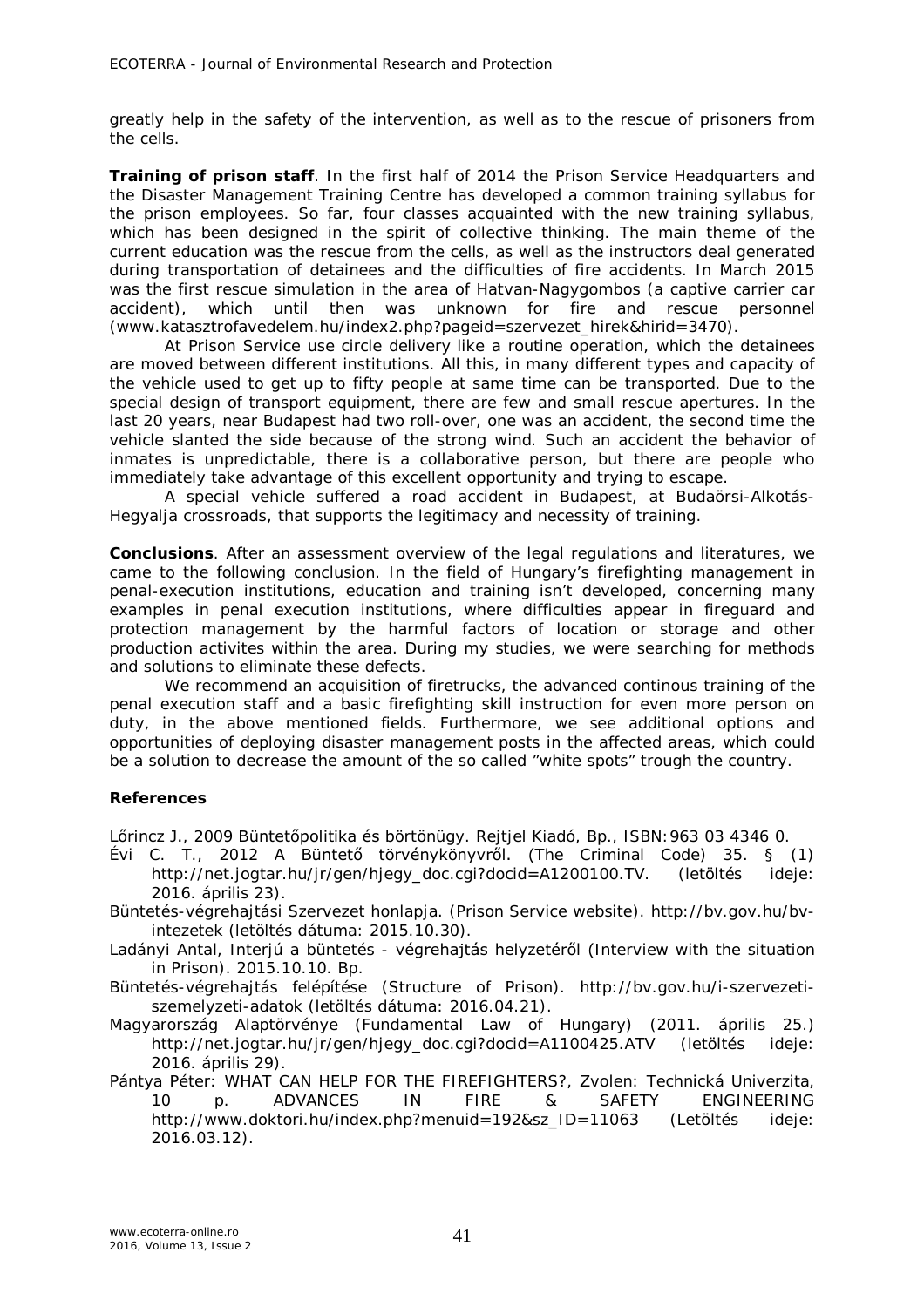greatly help in the safety of the intervention, as well as to the rescue of prisoners from the cells.

**Training of prison staff**. In the first half of 2014 the Prison Service Headquarters and the Disaster Management Training Centre has developed a common training syllabus for the prison employees. So far, four classes acquainted with the new training syllabus, which has been designed in the spirit of collective thinking. The main theme of the current education was the rescue from the cells, as well as the instructors deal generated during transportation of detainees and the difficulties of fire accidents. In March 2015 was the first rescue simulation in the area of Hatvan-Nagygombos (a captive carrier car accident), which until then was unknown for fire and rescue personnel (www.katasztrofavedelem.hu/index2.php?pageid=szervezet_hirek&hirid=3470).

At Prison Service use circle delivery like a routine operation, which the detainees are moved between different institutions. All this, in many different types and capacity of the vehicle used to get up to fifty people at same time can be transported. Due to the special design of transport equipment, there are few and small rescue apertures. In the last 20 years, near Budapest had two roll-over, one was an accident, the second time the vehicle slanted the side because of the strong wind. Such an accident the behavior of inmates is unpredictable, there is a collaborative person, but there are people who immediately take advantage of this excellent opportunity and trying to escape.

A special vehicle suffered a road accident in Budapest, at Budaörsi-Alkotás-Hegyalja crossroads, that supports the legitimacy and necessity of training.

**Conclusions**. After an assessment overview of the legal regulations and literatures, we came to the following conclusion. In the field of Hungary's firefighting management in penal-execution institutions, education and training isn't developed, concerning many examples in penal execution institutions, where difficulties appear in fireguard and protection management by the harmful factors of location or storage and other production activites within the area. During my studies, we were searching for methods and solutions to eliminate these defects.

We recommend an acquisition of firetrucks, the advanced continous training of the penal execution staff and a basic firefighting skill instruction for even more person on duty, in the above mentioned fields. Furthermore, we see additional options and opportunities of deploying disaster management posts in the affected areas, which could be a solution to decrease the amount of the so called "white spots" trough the country.

**References**

Lőrincz J., 2009 Büntetőpolitika és börtönügy. Rejtjel Kiadó, Bp., ISBN:963 03 4346 0.

Évi C. T., 2012 A Büntető törvénykönyvről. (The Criminal Code) 35. § (1) http://net.jogtar.hu/jr/gen/hjegy_doc.cgi?docid=A1200100.TV. (letöltés ideje: 2016. április 23).

Büntetés-végrehajtási Szervezet honlapja. (Prison Service website). http://bv.gov.hu/bv-intezetek (letöltés dátuma: 2015.10.30).

Ladányi Antal, Interjú a büntetés - végrehajtás helyzetéről (Interview with the situation in Prison). 2015.10.10. Bp.

Büntetés-végrehajtás felépítése (Structure of Prison). http://bv.gov.hu/i-szervezeti-szemelyzeti-adatok (letöltés dátuma: 2016.04.21).

Magyarország Alaptörvénye (Fundamental Law of Hungary) (2011. április 25.) http://net.jogtar.hu/jr/gen/hjegy_doc.cgi?docid=A1100425.ATV (letöltés ideje: 2016. április 29).

Pántya Péter: WHAT CAN HELP FOR THE FIREFIGHTERS?, Zvolen: Technická Univerzita, 10 p. ADVANCES IN FIRE & SAFETY ENGINEERING http://www.doktori.hu/index.php?menuid=192&sz_ID=11063 (Letöltés ideje: 2016.03.12).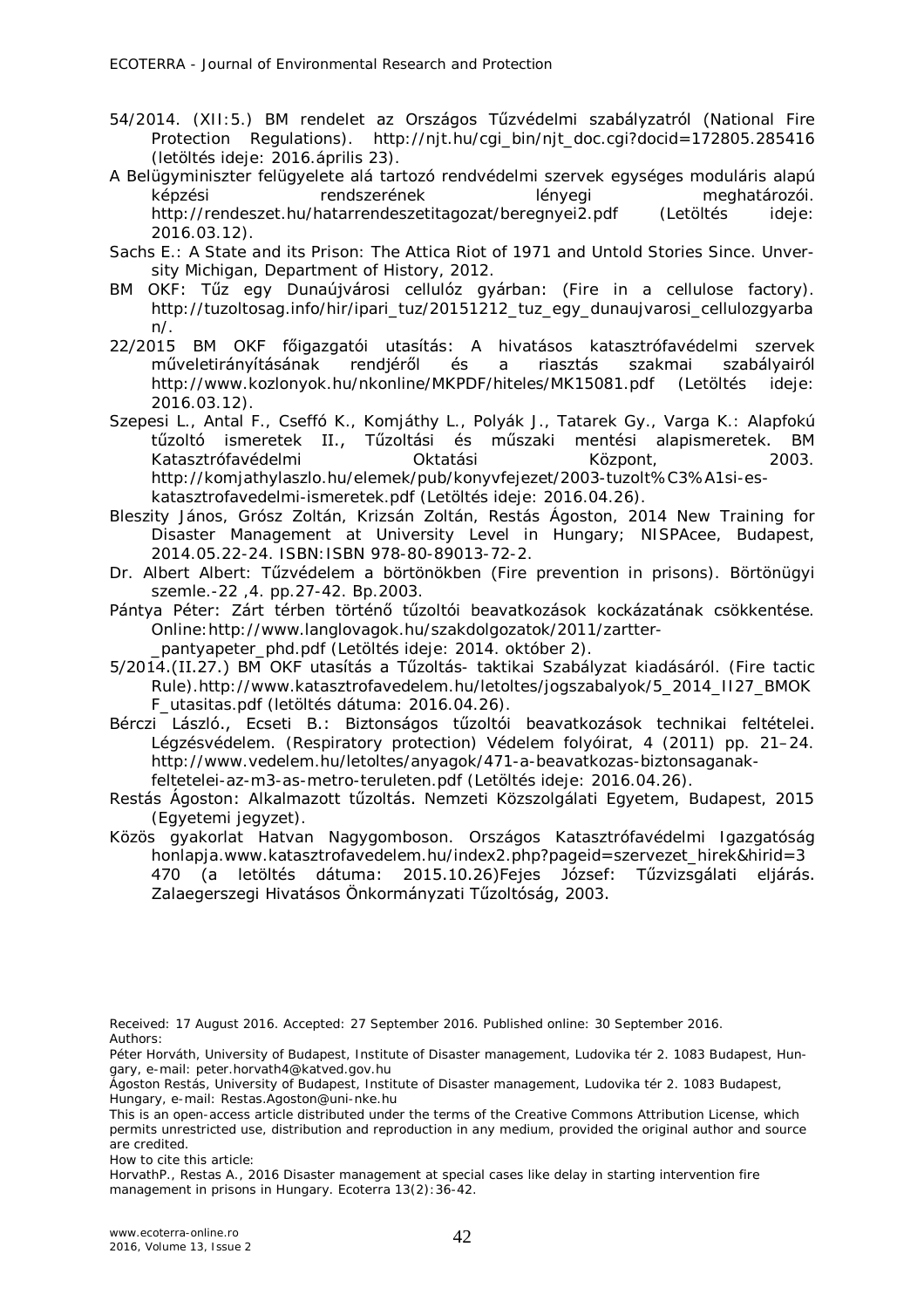54/2014. (XII:5.) BM rendelet az Országos Tűzvédelmi szabályzatról (National Fire Protection Regulations). http://njt.hu/cgi_bin/njt_doc.cgi?docid=172805.285416 (letöltés ideje: 2016.április 23).

A Belügyminiszter felügyelete alá tartozó rendvédelmi szervek egységes moduláris alapú képzési rendszerének lényegi meghatározói. http://rendeszet.hu/hatarrendeszetitagozat/beregnyei2.pdf (Letöltés ideje: 2016.03.12).

Sachs E.: A State and its Prison: The Attica Riot of 1971 and Untold Stories Since. Unversity Michigan, Department of History, 2012.

BM OKF: Tűz egy Dunaújvárosi cellulóz gyárban: (Fire in a cellulose factory). http://tuzoltosag.info/hir/ipari_tuz/20151212_tuz_egy_dunaujvarosi_cellulozgyarban/.

22/2015 BM OKF főigazgatói utasítás: A hivatásos katasztrófavédelmi szervek műveletirányításának rendjéről és a riasztás szakmai szabályairól http://www.kozlonyok.hu/nkonline/MKPDF/hiteles/MK15081.pdf (Letöltés ideje: 2016.03.12).

Szepesi L., Antal F., Cseffó K., Komjáthy L., Polyák J., Tatarek Gy., Varga K.: Alapfokú tűzoltó ismeretek II., Tűzoltási és műszaki mentési alapismeretek. BM Katasztrófavédelmi Oktatási Központ, 2003. http://komjathylaszlo.hu/elemek/pub/konyvfejezet/2003-tuzolt%C3%A1si-es-katasztrofavedelmi-ismeretek.pdf (Letöltés ideje: 2016.04.26).

Bleszity János, Grósz Zoltán, Krizsán Zoltán, Restás Ágoston, 2014 New Training for Disaster Management at University Level in Hungary; NISPAcee, Budapest, 2014.05.22-24. ISBN:ISBN 978-80-89013-72-2.

Dr. Albert Albert: Tűzvédelem a börtönökben (Fire prevention in prisons). Börtönügyi szemle.-22 ,4. pp.27-42. Bp.2003.

Pántya Péter: Zárt térben történő tűzoltói beavatkozások kockázatának csökkentése. Online:http://www.langlovagok.hu/szakdolgozatok/2011/zartter-_pantyapeter_phd.pdf (Letöltés ideje: 2014. október 2).

5/2014.(II.27.) BM OKF utasítás a Tűzoltás- taktikai Szabályzat kiadásáról. (Fire tactic Rule).http://www.katasztrofavedelem.hu/letoltes/jogszabalyok/5_2014_II27_BMOKF_utasitas.pdf (letöltés dátuma: 2016.04.26).

Bérczi László., Ecseti B.: Biztonságos tűzoltói beavatkozások technikai feltételei. Légzésvédelem. (Respiratory protection) Védelem folyóirat, 4 (2011) pp. 21–24. http://www.vedelem.hu/letoltes/anyagok/471-a-beavatkozas-biztonsaganak-feltetelei-az-m3-as-metro-teruleten.pdf (Letöltés ideje: 2016.04.26).

Restás Ágoston: Alkalmazott tűzoltás. Nemzeti Közszolgálati Egyetem, Budapest, 2015 (Egyetemi jegyzet).

Közös gyakorlat Hatvan Nagygomboson. Országos Katasztrófavédelmi Igazgatóság honlapja.www.katasztrofavedelem.hu/index2.php?pageid=szervezet_hirek&hirid=3470 (a letöltés dátuma: 2015.10.26)Fejes József: Tűzvizsgálati eljárás. Zalaegerszegi Hivatásos Önkormányzati Tűzoltóság, 2003.

Received: 17 August 2016. Accepted: 27 September 2016. Published online: 30 September 2016.

Authors:

Péter Horváth, University of Budapest, Institute of Disaster management, Ludovika tér 2. 1083 Budapest, Hungary, e-mail: peter.horvath4@katved.gov.hu

Ágoston Restás, University of Budapest, Institute of Disaster management, Ludovika tér 2. 1083 Budapest, Hungary, e-mail: Restas.Agoston@uni-nke.hu

This is an open-access article distributed under the terms of the Creative Commons Attribution License, which permits unrestricted use, distribution and reproduction in any medium, provided the original author and source are credited.

How to cite this article:

HorvathP., Restas A., 2016 Disaster management at special cases like delay in starting intervention fire management in prisons in Hungary. Ecoterra 13(2):36-42.